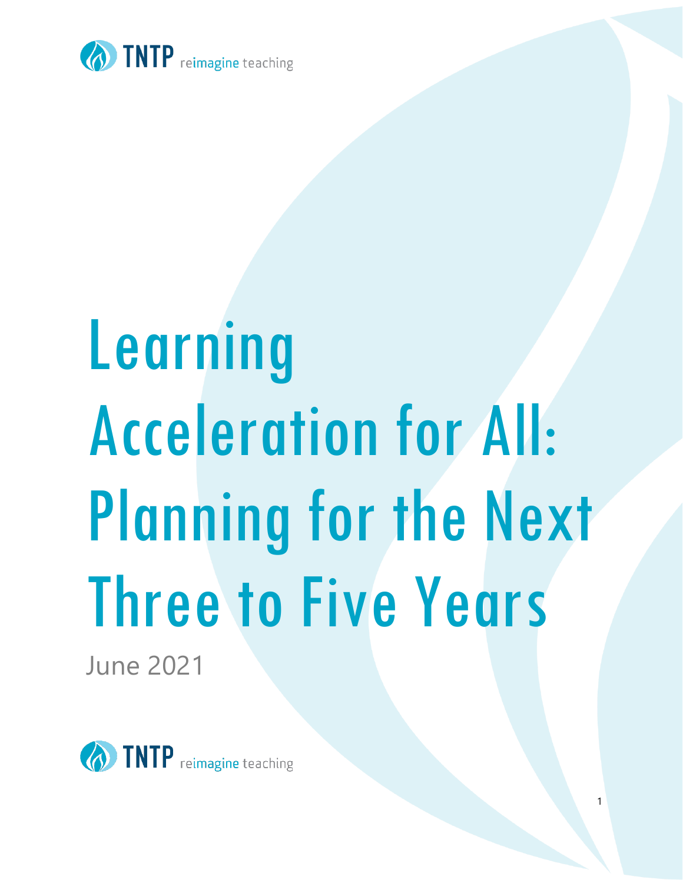TNTP reimagine teaching

# Learning Acceleration for All: Planning for the Next Three to Five Years

June 2021

TNTP reimagine teaching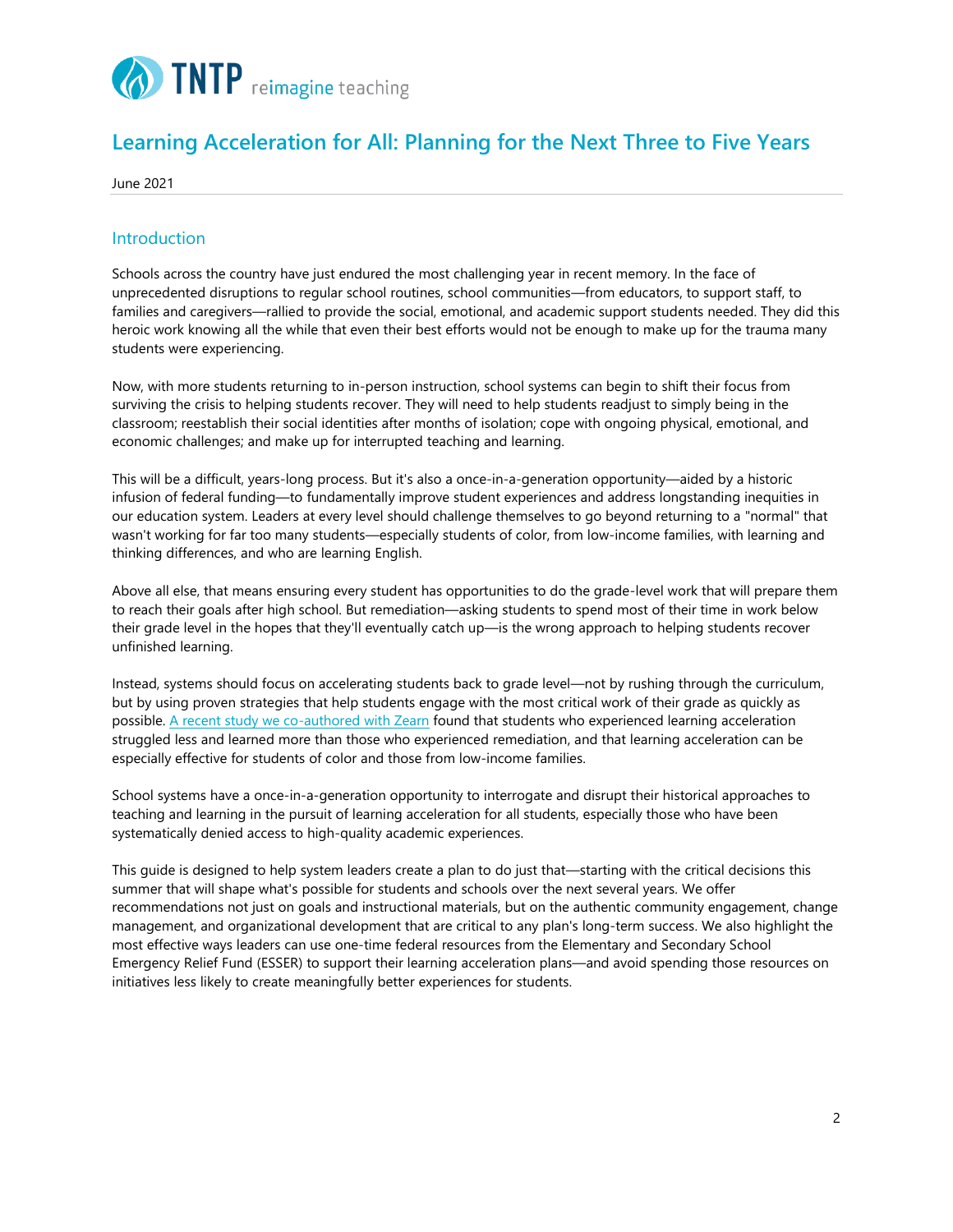# Learning Acceleration for All: Planning for the Next Three to Five Years

June 2021

## Introduction

Schools across the country have just endured the most challenging year in recent memory. In the face of unprecedented disruptions to regular school routines, school communities—from educators, to support staff, to families and caregivers—rallied to provide the social, emotional, and academic support students needed. They did this heroic work knowing all the while that even their best efforts would not be enough to make up for the trauma many students were experiencing.

Now, with more students returning to in-person instruction, school systems can begin to shift their focus from surviving the crisis to helping students recover. They will need to help students readjust to simply being in the classroom; reestablish their social identities after months of isolation; cope with ongoing physical, emotional, and economic challenges; and make up for interrupted teaching and learning.

This will be a difficult, years-long process. But it's also a once-in-a-generation opportunity—aided by a historic infusion of federal funding—to fundamentally improve student experiences and address longstanding inequities in our education system. Leaders at every level should challenge themselves to go beyond returning to a "normal" that wasn't working for far too many students—especially students of color, from low-income families, with learning and thinking differences, and who are learning English.

Above all else, that means ensuring every student has opportunities to do the grade-level work that will prepare them to reach their goals after high school. But remediation—asking students to spend most of their time in work below their grade level in the hopes that they'll eventually catch up—is the wrong approach to helping students recover unfinished learning.

Instead, systems should focus on accelerating students back to grade level—not by rushing through the curriculum, but by using proven strategies that help students engage with the most critical work of their grade as quickly as possible. A recent study we co-authored with Zearn found that students who experienced learning acceleration struggled less and learned more than those who experienced remediation, and that learning acceleration can be especially effective for students of color and those from low-income families.

School systems have a once-in-a-generation opportunity to interrogate and disrupt their historical approaches to teaching and learning in the pursuit of learning acceleration for all students, especially those who have been systematically denied access to high-quality academic experiences.

This guide is designed to help system leaders create a plan to do just that—starting with the critical decisions this summer that will shape what's possible for students and schools over the next several years. We offer recommendations not just on goals and instructional materials, but on the authentic community engagement, change management, and organizational development that are critical to any plan's long-term success. We also highlight the most effective ways leaders can use one-time federal resources from the Elementary and Secondary School Emergency Relief Fund (ESSER) to support their learning acceleration plans—and avoid spending those resources on initiatives less likely to create meaningfully better experiences for students.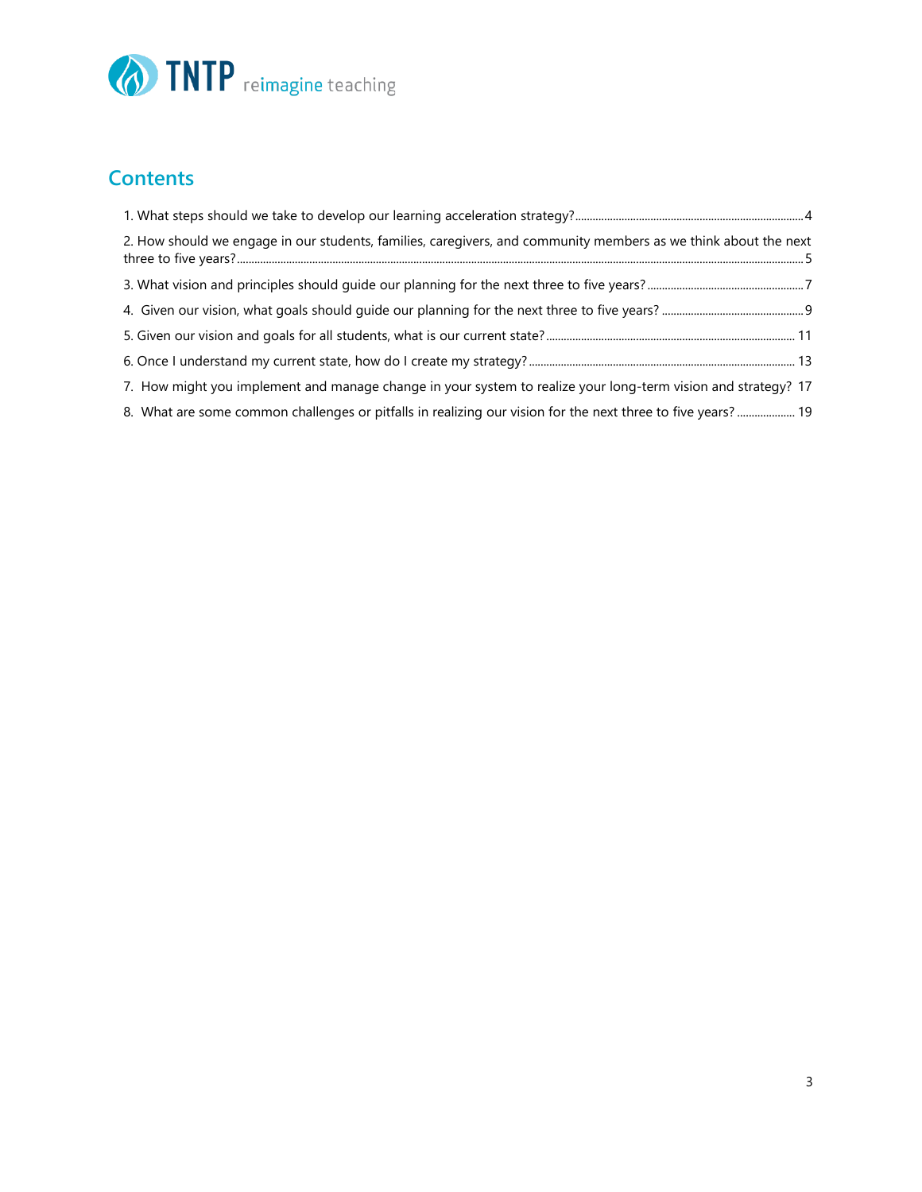## Contents

1. What steps should we take to develop our learning acceleration strategy? ... 4
2. How should we engage in our students, families, caregivers, and community members as we think about the next three to five years? ... 5
3. What vision and principles should guide our planning for the next three to five years? ... 7
4. Given our vision, what goals should guide our planning for the next three to five years? ... 9
5. Given our vision and goals for all students, what is our current state? ... 11
6. Once I understand my current state, how do I create my strategy? ... 13
7. How might you implement and manage change in your system to realize your long-term vision and strategy? 17
8. What are some common challenges or pitfalls in realizing our vision for the next three to five years? ... 19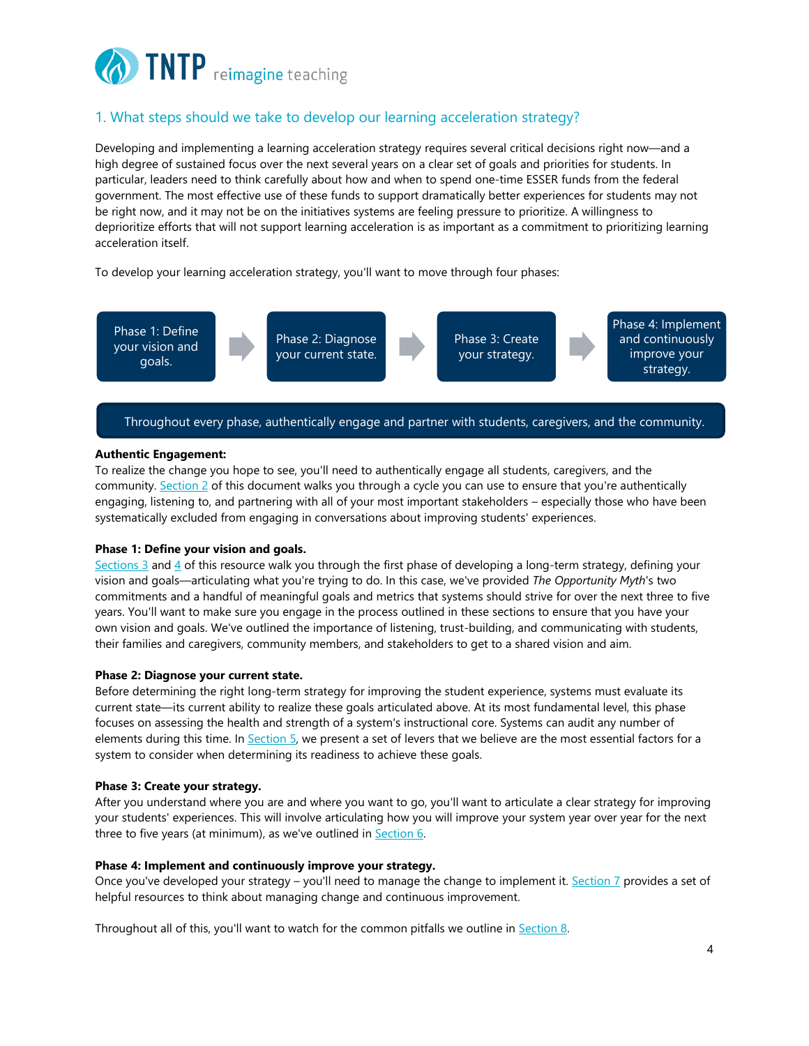## 1. What steps should we take to develop our learning acceleration strategy?

Developing and implementing a learning acceleration strategy requires several critical decisions right now—and a high degree of sustained focus over the next several years on a clear set of goals and priorities for students. In particular, leaders need to think carefully about how and when to spend one-time ESSER funds from the federal government. The most effective use of these funds to support dramatically better experiences for students may not be right now, and it may not be on the initiatives systems are feeling pressure to prioritize. A willingness to deprioritize efforts that will not support learning acceleration is as important as a commitment to prioritizing learning acceleration itself.

To develop your learning acceleration strategy, you'll want to move through four phases:

Phase 1: Define your vision and goals. → Phase 2: Diagnose your current state. → Phase 3: Create your strategy. → Phase 4: Implement and continuously improve your strategy.

Throughout every phase, authentically engage and partner with students, caregivers, and the community.

**Authentic Engagement:**
To realize the change you hope to see, you'll need to authentically engage all students, caregivers, and the community. Section 2 of this document walks you through a cycle you can use to ensure that you're authentically engaging, listening to, and partnering with all of your most important stakeholders – especially those who have been systematically excluded from engaging in conversations about improving students' experiences.

**Phase 1: Define your vision and goals.**
Sections 3 and 4 of this resource walk you through the first phase of developing a long-term strategy, defining your vision and goals—articulating what you're trying to do. In this case, we've provided *The Opportunity Myth*'s two commitments and a handful of meaningful goals and metrics that systems should strive for over the next three to five years. You'll want to make sure you engage in the process outlined in these sections to ensure that you have your own vision and goals. We've outlined the importance of listening, trust-building, and communicating with students, their families and caregivers, community members, and stakeholders to get to a shared vision and aim.

**Phase 2: Diagnose your current state.**
Before determining the right long-term strategy for improving the student experience, systems must evaluate its current state—its current ability to realize these goals articulated above. At its most fundamental level, this phase focuses on assessing the health and strength of a system's instructional core. Systems can audit any number of elements during this time. In Section 5, we present a set of levers that we believe are the most essential factors for a system to consider when determining its readiness to achieve these goals.

**Phase 3: Create your strategy.**
After you understand where you are and where you want to go, you'll want to articulate a clear strategy for improving your students' experiences. This will involve articulating how you will improve your system year over year for the next three to five years (at minimum), as we've outlined in Section 6.

**Phase 4: Implement and continuously improve your strategy.**
Once you've developed your strategy – you'll need to manage the change to implement it. Section 7 provides a set of helpful resources to think about managing change and continuous improvement.

Throughout all of this, you'll want to watch for the common pitfalls we outline in Section 8.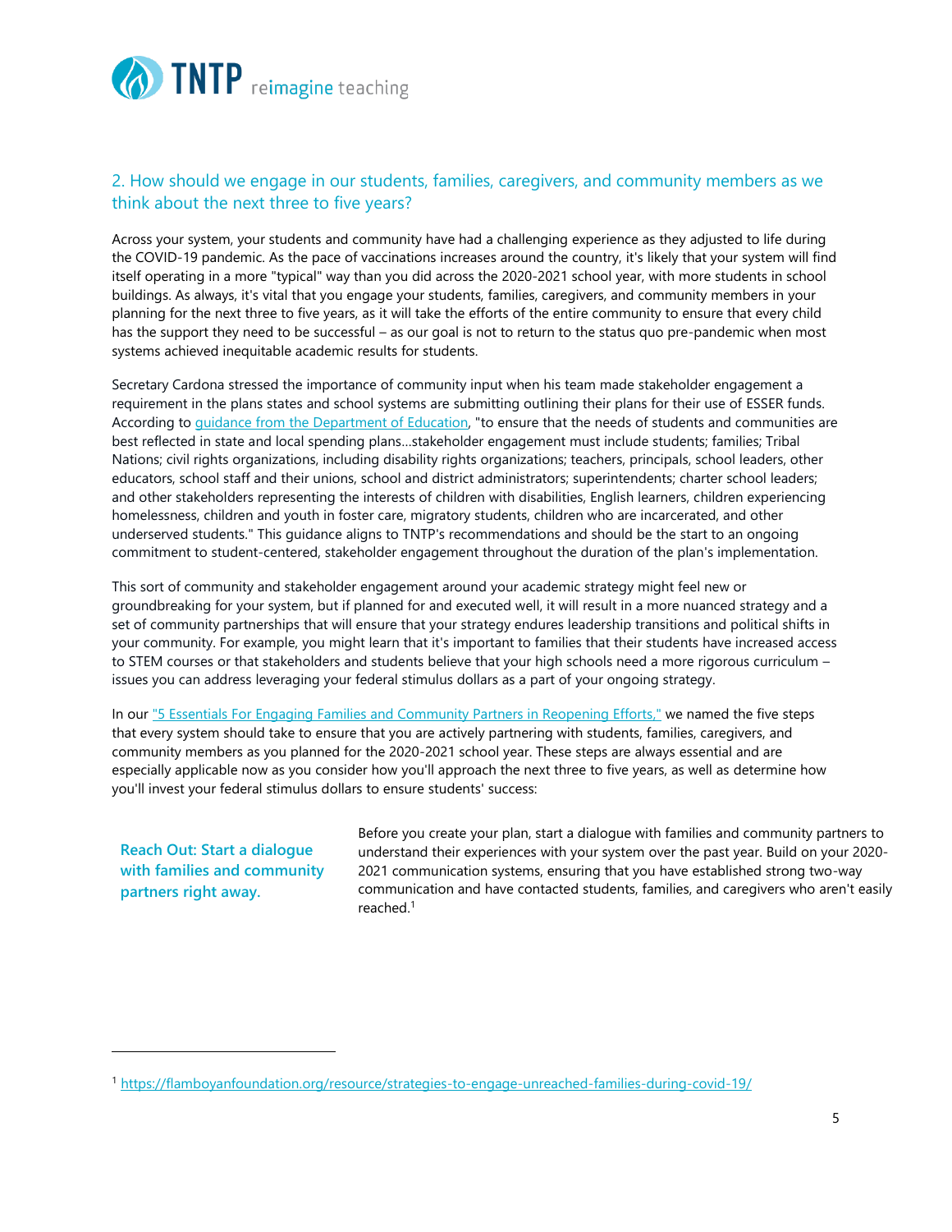## 2. How should we engage in our students, families, caregivers, and community members as we think about the next three to five years?

Across your system, your students and community have had a challenging experience as they adjusted to life during the COVID-19 pandemic. As the pace of vaccinations increases around the country, it's likely that your system will find itself operating in a more "typical" way than you did across the 2020-2021 school year, with more students in school buildings. As always, it's vital that you engage your students, families, caregivers, and community members in your planning for the next three to five years, as it will take the efforts of the entire community to ensure that every child has the support they need to be successful – as our goal is not to return to the status quo pre-pandemic when most systems achieved inequitable academic results for students.

Secretary Cardona stressed the importance of community input when his team made stakeholder engagement a requirement in the plans states and school systems are submitting outlining their plans for their use of ESSER funds. According to [guidance from the Department of Education](), "to ensure that the needs of students and communities are best reflected in state and local spending plans…stakeholder engagement must include students; families; Tribal Nations; civil rights organizations, including disability rights organizations; teachers, principals, school leaders, other educators, school staff and their unions, school and district administrators; superintendents; charter school leaders; and other stakeholders representing the interests of children with disabilities, English learners, children experiencing homelessness, children and youth in foster care, migratory students, children who are incarcerated, and other underserved students." This guidance aligns to TNTP's recommendations and should be the start to an ongoing commitment to student-centered, stakeholder engagement throughout the duration of the plan's implementation.

This sort of community and stakeholder engagement around your academic strategy might feel new or groundbreaking for your system, but if planned for and executed well, it will result in a more nuanced strategy and a set of community partnerships that will ensure that your strategy endures leadership transitions and political shifts in your community. For example, you might learn that it's important to families that their students have increased access to STEM courses or that stakeholders and students believe that your high schools need a more rigorous curriculum – issues you can address leveraging your federal stimulus dollars as a part of your ongoing strategy.

In our ["5 Essentials For Engaging Families and Community Partners in Reopening Efforts,"]() we named the five steps that every system should take to ensure that you are actively partnering with students, families, caregivers, and community members as you planned for the 2020-2021 school year. These steps are always essential and are especially applicable now as you consider how you'll approach the next three to five years, as well as determine how you'll invest your federal stimulus dollars to ensure students' success:

**Reach Out: Start a dialogue with families and community partners right away.**

Before you create your plan, start a dialogue with families and community partners to understand their experiences with your system over the past year. Build on your 2020-2021 communication systems, ensuring that you have established strong two-way communication and have contacted students, families, and caregivers who aren't easily reached.[1]

[1] https://flamboyanfoundation.org/resource/strategies-to-engage-unreached-families-during-covid-19/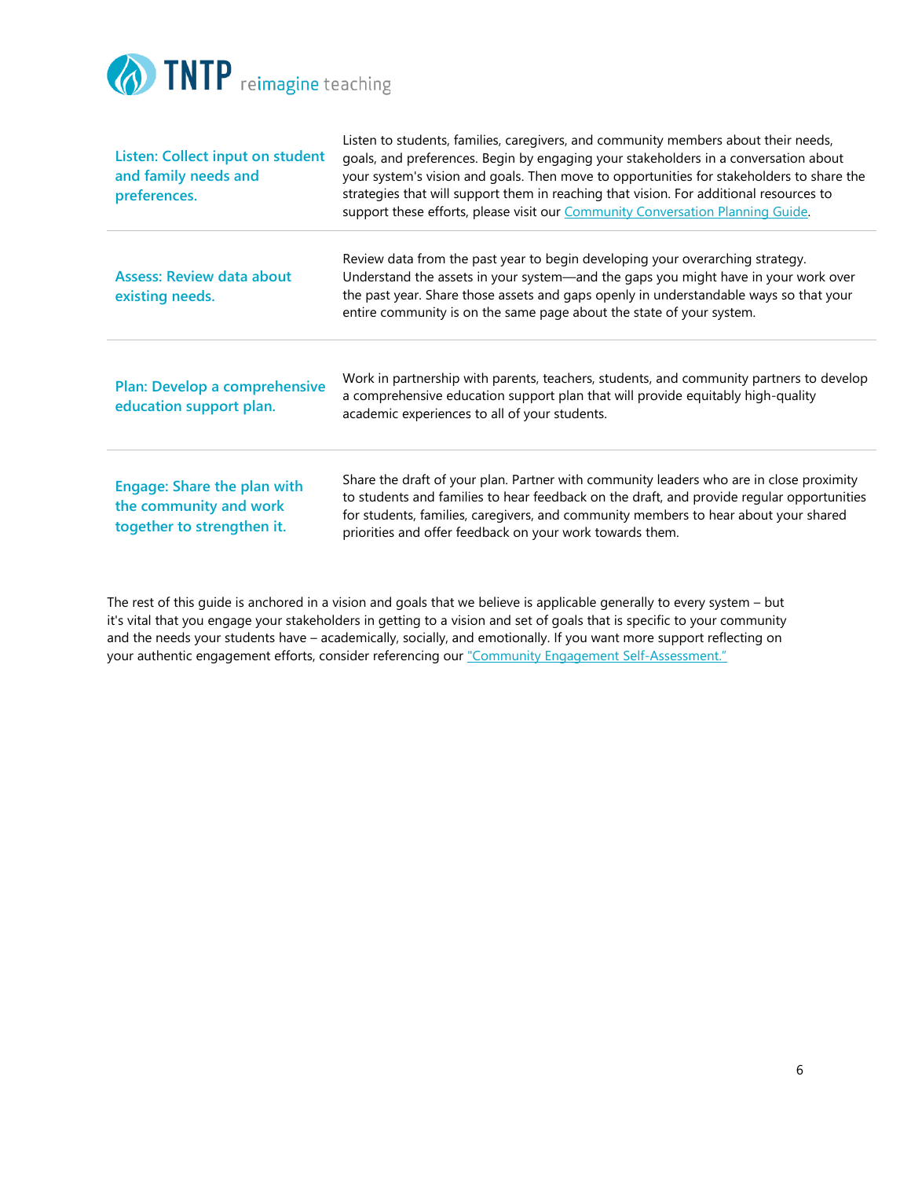| | |
|---|---|
| **Listen: Collect input on student and family needs and preferences.** | Listen to students, families, caregivers, and community members about their needs, goals, and preferences. Begin by engaging your stakeholders in a conversation about your system's vision and goals. Then move to opportunities for stakeholders to share the strategies that will support them in reaching that vision. For additional resources to support these efforts, please visit our Community Conversation Planning Guide. |
| **Assess: Review data about existing needs.** | Review data from the past year to begin developing your overarching strategy. Understand the assets in your system—and the gaps you might have in your work over the past year. Share those assets and gaps openly in understandable ways so that your entire community is on the same page about the state of your system. |
| **Plan: Develop a comprehensive education support plan.** | Work in partnership with parents, teachers, students, and community partners to develop a comprehensive education support plan that will provide equitably high-quality academic experiences to all of your students. |
| **Engage: Share the plan with the community and work together to strengthen it.** | Share the draft of your plan. Partner with community leaders who are in close proximity to students and families to hear feedback on the draft, and provide regular opportunities for students, families, caregivers, and community members to hear about your shared priorities and offer feedback on your work towards them. |

The rest of this guide is anchored in a vision and goals that we believe is applicable generally to every system – but it's vital that you engage your stakeholders in getting to a vision and set of goals that is specific to your community and the needs your students have – academically, socially, and emotionally. If you want more support reflecting on your authentic engagement efforts, consider referencing our "Community Engagement Self-Assessment."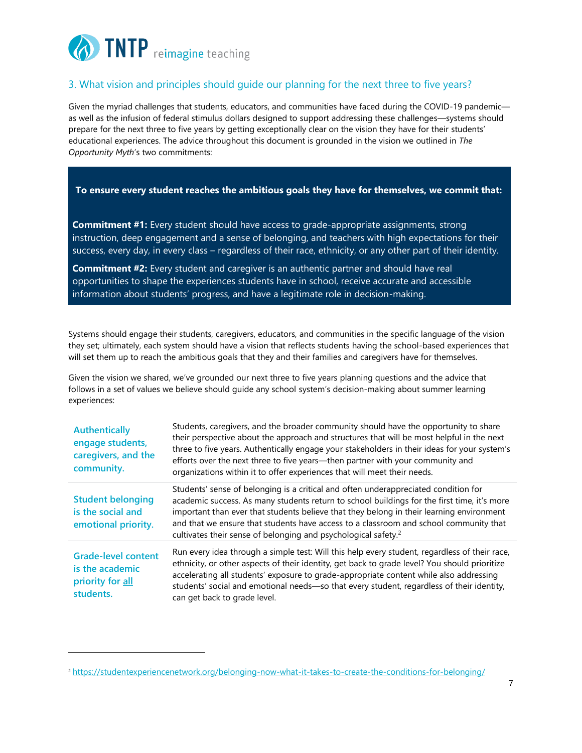### 3. What vision and principles should guide our planning for the next three to five years?

Given the myriad challenges that students, educators, and communities have faced during the COVID-19 pandemic—as well as the infusion of federal stimulus dollars designed to support addressing these challenges—systems should prepare for the next three to five years by getting exceptionally clear on the vision they have for their students' educational experiences. The advice throughout this document is grounded in the vision we outlined in *The Opportunity Myth*'s two commitments:

> **To ensure every student reaches the ambitious goals they have for themselves, we commit that:**
>
> **Commitment #1:** Every student should have access to grade-appropriate assignments, strong instruction, deep engagement and a sense of belonging, and teachers with high expectations for their success, every day, in every class – regardless of their race, ethnicity, or any other part of their identity.
>
> **Commitment #2:** Every student and caregiver is an authentic partner and should have real opportunities to shape the experiences students have in school, receive accurate and accessible information about students' progress, and have a legitimate role in decision-making.

Systems should engage their students, caregivers, educators, and communities in the specific language of the vision they set; ultimately, each system should have a vision that reflects students having the school-based experiences that will set them up to reach the ambitious goals that they and their families and caregivers have for themselves.

Given the vision we shared, we've grounded our next three to five years planning questions and the advice that follows in a set of values we believe should guide any school system's decision-making about summer learning experiences:

| | |
|---|---|
| **Authentically engage students, caregivers, and the community.** | Students, caregivers, and the broader community should have the opportunity to share their perspective about the approach and structures that will be most helpful in the next three to five years. Authentically engage your stakeholders in their ideas for your system's efforts over the next three to five years—then partner with your community and organizations within it to offer experiences that will meet their needs. |
| **Student belonging is the social and emotional priority.** | Students' sense of belonging is a critical and often underappreciated condition for academic success. As many students return to school buildings for the first time, it's more important than ever that students believe that they belong in their learning environment and that we ensure that students have access to a classroom and school community that cultivates their sense of belonging and psychological safety.[2] |
| **Grade-level content is the academic priority for all students.** | Run every idea through a simple test: Will this help every student, regardless of their race, ethnicity, or other aspects of their identity, get back to grade level? You should prioritize accelerating all students' exposure to grade-appropriate content while also addressing students' social and emotional needs—so that every student, regardless of their identity, can get back to grade level. |

[2] https://studentexperiencenetwork.org/belonging-now-what-it-takes-to-create-the-conditions-for-belonging/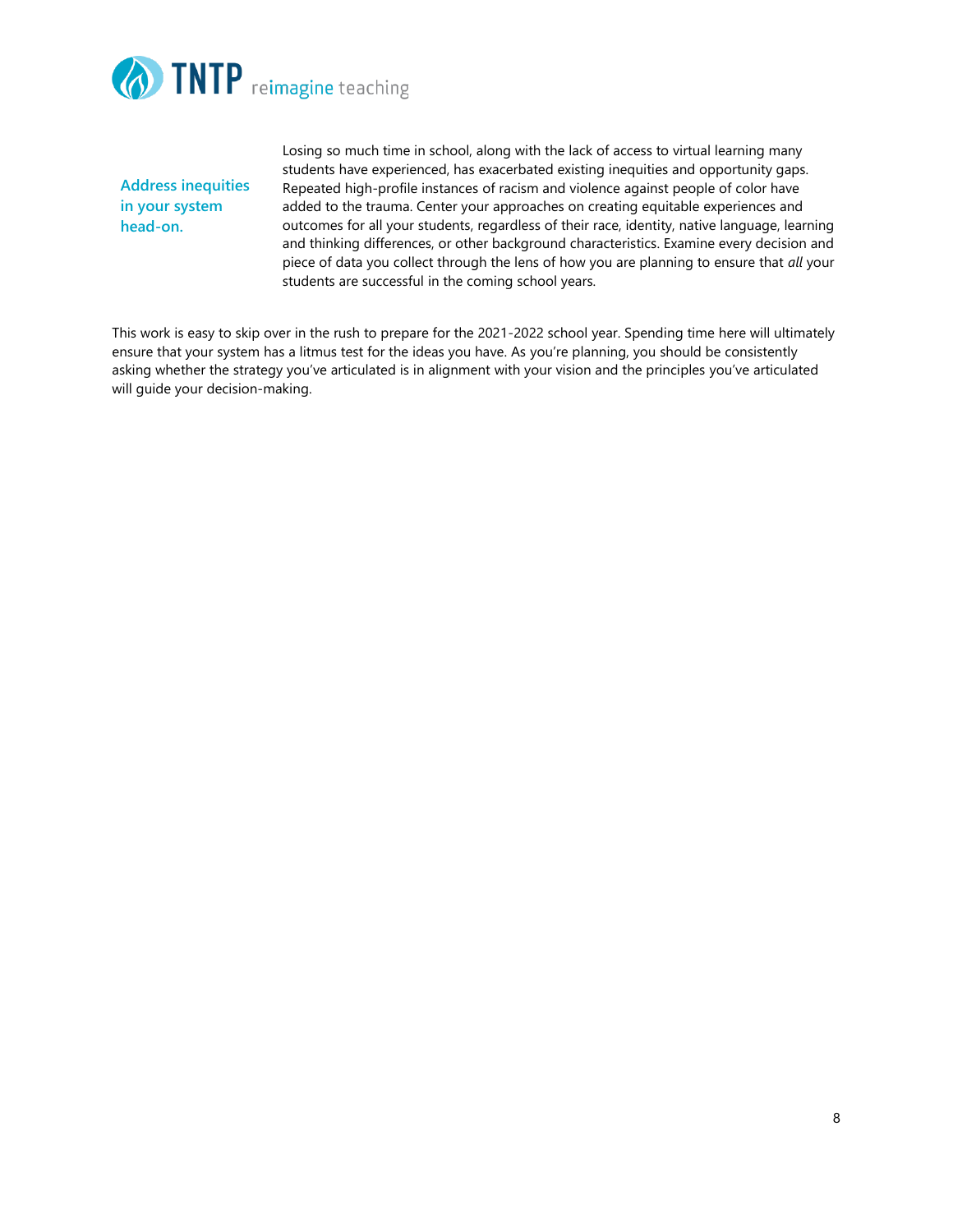**Address inequities in your system head-on.**

Losing so much time in school, along with the lack of access to virtual learning many students have experienced, has exacerbated existing inequities and opportunity gaps. Repeated high-profile instances of racism and violence against people of color have added to the trauma. Center your approaches on creating equitable experiences and outcomes for all your students, regardless of their race, identity, native language, learning and thinking differences, or other background characteristics. Examine every decision and piece of data you collect through the lens of how you are planning to ensure that *all* your students are successful in the coming school years.

This work is easy to skip over in the rush to prepare for the 2021-2022 school year. Spending time here will ultimately ensure that your system has a litmus test for the ideas you have. As you're planning, you should be consistently asking whether the strategy you've articulated is in alignment with your vision and the principles you've articulated will guide your decision-making.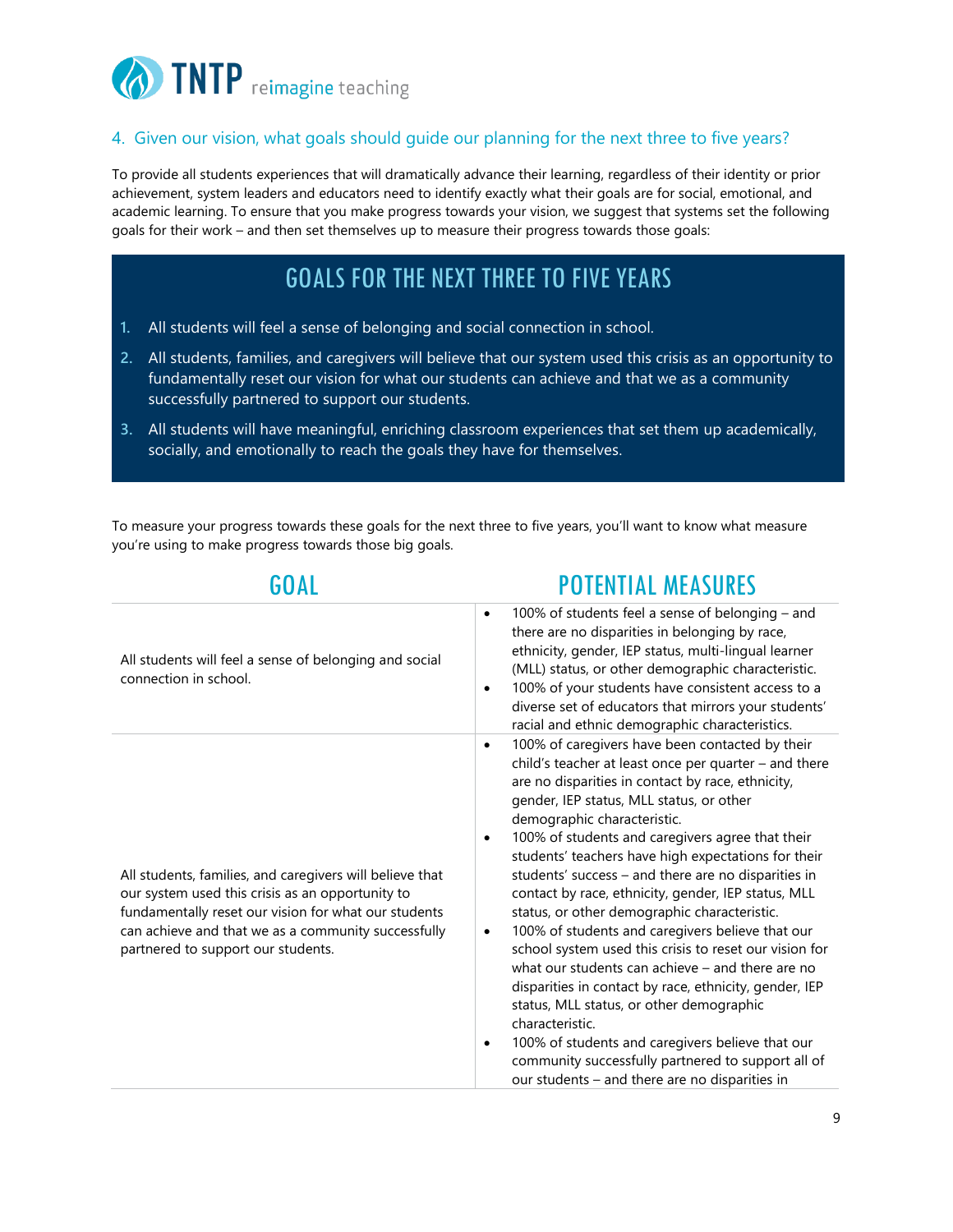## 4. Given our vision, what goals should guide our planning for the next three to five years?

To provide all students experiences that will dramatically advance their learning, regardless of their identity or prior achievement, system leaders and educators need to identify exactly what their goals are for social, emotional, and academic learning. To ensure that you make progress towards your vision, we suggest that systems set the following goals for their work – and then set themselves up to measure their progress towards those goals:

### GOALS FOR THE NEXT THREE TO FIVE YEARS

1. All students will feel a sense of belonging and social connection in school.
2. All students, families, and caregivers will believe that our system used this crisis as an opportunity to fundamentally reset our vision for what our students can achieve and that we as a community successfully partnered to support our students.
3. All students will have meaningful, enriching classroom experiences that set them up academically, socially, and emotionally to reach the goals they have for themselves.

To measure your progress towards these goals for the next three to five years, you'll want to know what measure you're using to make progress towards those big goals.

| GOAL | POTENTIAL MEASURES |
| --- | --- |
| All students will feel a sense of belonging and social connection in school. | • 100% of students feel a sense of belonging – and there are no disparities in belonging by race, ethnicity, gender, IEP status, multi-lingual learner (MLL) status, or other demographic characteristic.<br>• 100% of your students have consistent access to a diverse set of educators that mirrors your students' racial and ethnic demographic characteristics. |
| All students, families, and caregivers will believe that our system used this crisis as an opportunity to fundamentally reset our vision for what our students can achieve and that we as a community successfully partnered to support our students. | • 100% of caregivers have been contacted by their child's teacher at least once per quarter – and there are no disparities in contact by race, ethnicity, gender, IEP status, MLL status, or other demographic characteristic.<br>• 100% of students and caregivers agree that their students' teachers have high expectations for their students' success – and there are no disparities in contact by race, ethnicity, gender, IEP status, MLL status, or other demographic characteristic.<br>• 100% of students and caregivers believe that our school system used this crisis to reset our vision for what our students can achieve – and there are no disparities in contact by race, ethnicity, gender, IEP status, MLL status, or other demographic characteristic.<br>• 100% of students and caregivers believe that our community successfully partnered to support all of our students – and there are no disparities in |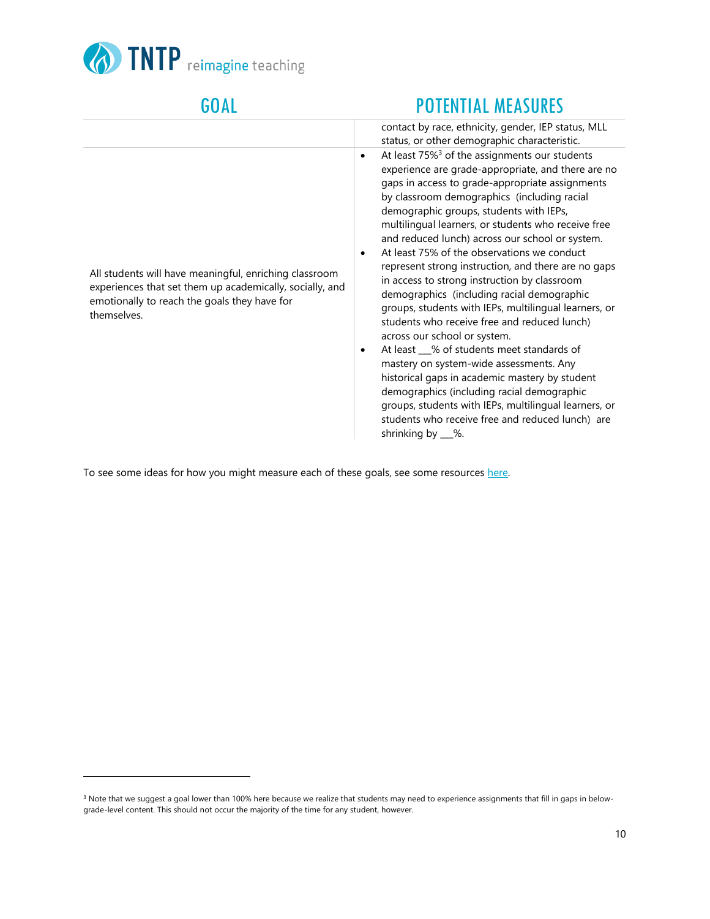| GOAL | POTENTIAL MEASURES |
|---|---|
| | contact by race, ethnicity, gender, IEP status, MLL status, or other demographic characteristic. |
| All students will have meaningful, enriching classroom experiences that set them up academically, socially, and emotionally to reach the goals they have for themselves. | • At least 75%[3] of the assignments our students experience are grade-appropriate, and there are no gaps in access to grade-appropriate assignments by classroom demographics (including racial demographic groups, students with IEPs, multilingual learners, or students who receive free and reduced lunch) across our school or system. <br> • At least 75% of the observations we conduct represent strong instruction, and there are no gaps in access to strong instruction by classroom demographics (including racial demographic groups, students with IEPs, multilingual learners, or students who receive free and reduced lunch) across our school or system. <br> • At least ___% of students meet standards of mastery on system-wide assessments. Any historical gaps in academic mastery by student demographics (including racial demographic groups, students with IEPs, multilingual learners, or students who receive free and reduced lunch) are shrinking by ___%. |

To see some ideas for how you might measure each of these goals, see some resources here.

[3] Note that we suggest a goal lower than 100% here because we realize that students may need to experience assignments that fill in gaps in below-grade-level content. This should not occur the majority of the time for any student, however.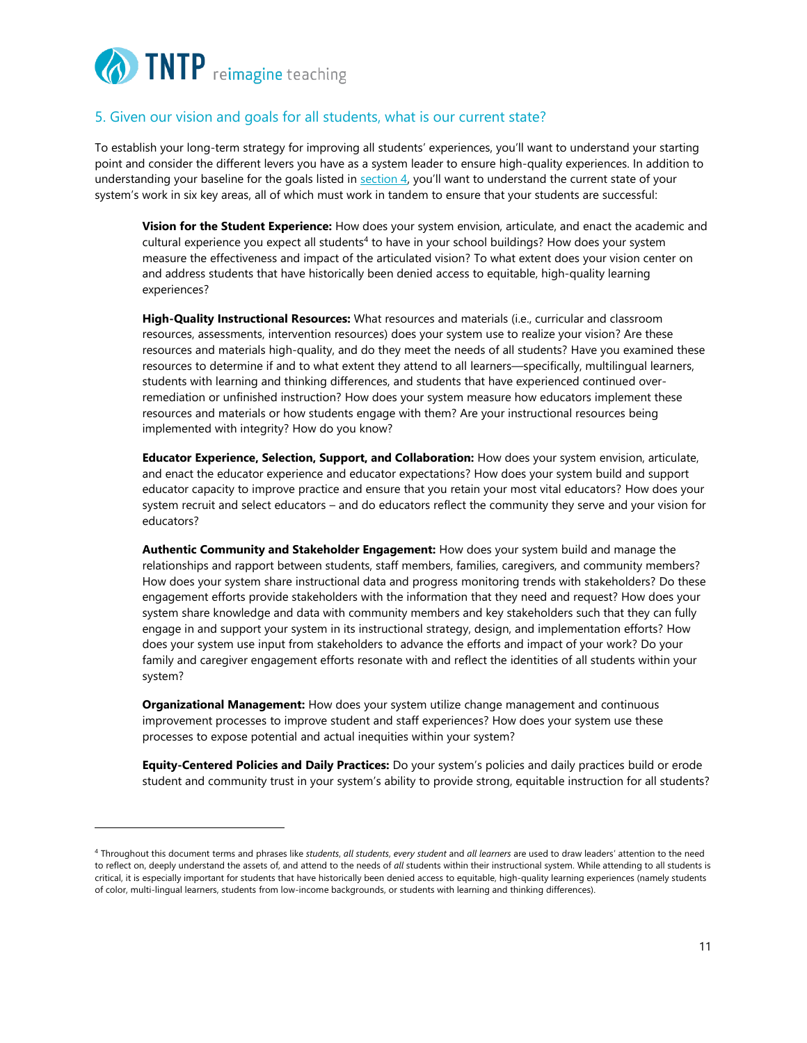## 5. Given our vision and goals for all students, what is our current state?

To establish your long-term strategy for improving all students' experiences, you'll want to understand your starting point and consider the different levers you have as a system leader to ensure high-quality experiences. In addition to understanding your baseline for the goals listed in section 4, you'll want to understand the current state of your system's work in six key areas, all of which must work in tandem to ensure that your students are successful:

**Vision for the Student Experience:** How does your system envision, articulate, and enact the academic and cultural experience you expect all students[4] to have in your school buildings? How does your system measure the effectiveness and impact of the articulated vision? To what extent does your vision center on and address students that have historically been denied access to equitable, high-quality learning experiences?

**High-Quality Instructional Resources:** What resources and materials (i.e., curricular and classroom resources, assessments, intervention resources) does your system use to realize your vision? Are these resources and materials high-quality, and do they meet the needs of all students? Have you examined these resources to determine if and to what extent they attend to all learners—specifically, multilingual learners, students with learning and thinking differences, and students that have experienced continued over-remediation or unfinished instruction? How does your system measure how educators implement these resources and materials or how students engage with them? Are your instructional resources being implemented with integrity? How do you know?

**Educator Experience, Selection, Support, and Collaboration:** How does your system envision, articulate, and enact the educator experience and educator expectations? How does your system build and support educator capacity to improve practice and ensure that you retain your most vital educators? How does your system recruit and select educators – and do educators reflect the community they serve and your vision for educators?

**Authentic Community and Stakeholder Engagement:** How does your system build and manage the relationships and rapport between students, staff members, families, caregivers, and community members? How does your system share instructional data and progress monitoring trends with stakeholders? Do these engagement efforts provide stakeholders with the information that they need and request? How does your system share knowledge and data with community members and key stakeholders such that they can fully engage in and support your system in its instructional strategy, design, and implementation efforts? How does your system use input from stakeholders to advance the efforts and impact of your work? Do your family and caregiver engagement efforts resonate with and reflect the identities of all students within your system?

**Organizational Management:** How does your system utilize change management and continuous improvement processes to improve student and staff experiences? How does your system use these processes to expose potential and actual inequities within your system?

**Equity-Centered Policies and Daily Practices:** Do your system's policies and daily practices build or erode student and community trust in your system's ability to provide strong, equitable instruction for all students?

---

[4] Throughout this document terms and phrases like *students*, *all students*, *every student* and *all learners* are used to draw leaders' attention to the need to reflect on, deeply understand the assets of, and attend to the needs of *all* students within their instructional system. While attending to all students is critical, it is especially important for students that have historically been denied access to equitable, high-quality learning experiences (namely students of color, multi-lingual learners, students from low-income backgrounds, or students with learning and thinking differences).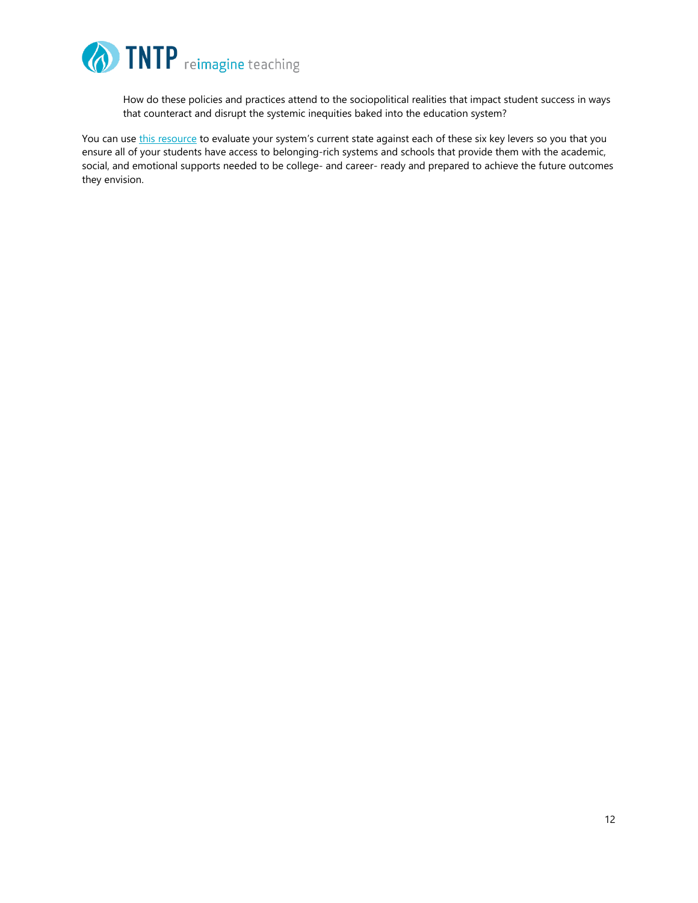How do these policies and practices attend to the sociopolitical realities that impact student success in ways that counteract and disrupt the systemic inequities baked into the education system?

You can use this resource to evaluate your system's current state against each of these six key levers so you that you ensure all of your students have access to belonging-rich systems and schools that provide them with the academic, social, and emotional supports needed to be college- and career- ready and prepared to achieve the future outcomes they envision.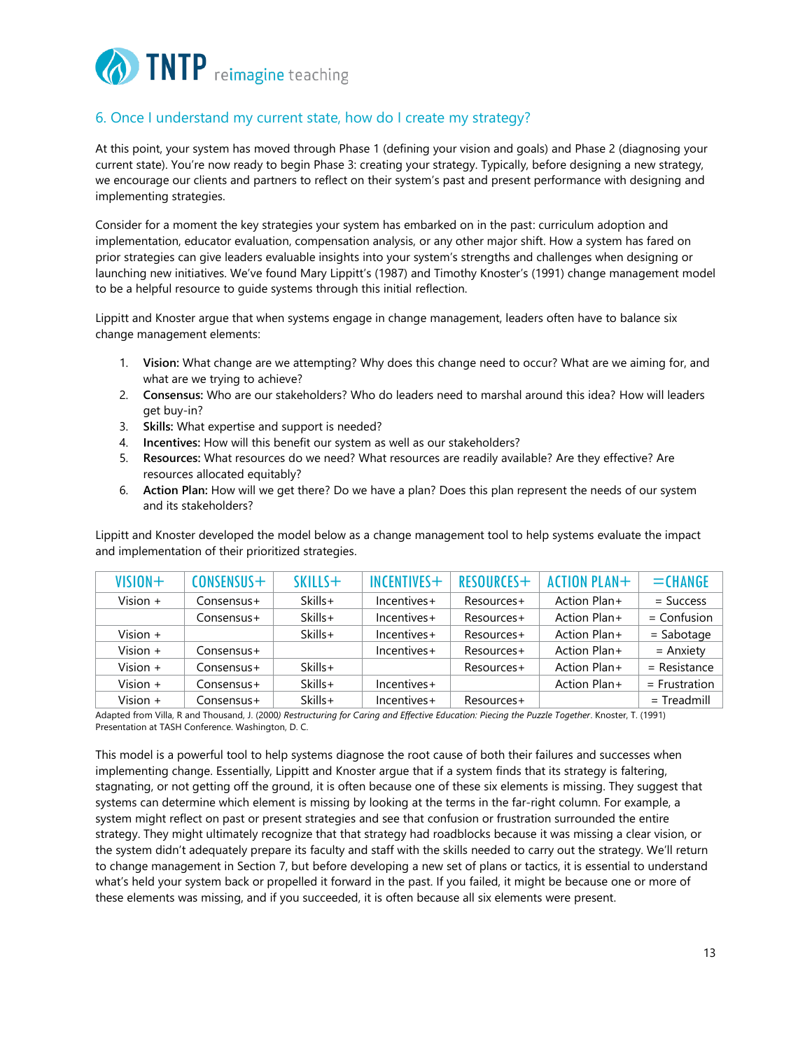## 6. Once I understand my current state, how do I create my strategy?

At this point, your system has moved through Phase 1 (defining your vision and goals) and Phase 2 (diagnosing your current state). You're now ready to begin Phase 3: creating your strategy. Typically, before designing a new strategy, we encourage our clients and partners to reflect on their system's past and present performance with designing and implementing strategies.

Consider for a moment the key strategies your system has embarked on in the past: curriculum adoption and implementation, educator evaluation, compensation analysis, or any other major shift. How a system has fared on prior strategies can give leaders evaluable insights into your system's strengths and challenges when designing or launching new initiatives. We've found Mary Lippitt's (1987) and Timothy Knoster's (1991) change management model to be a helpful resource to guide systems through this initial reflection.

Lippitt and Knoster argue that when systems engage in change management, leaders often have to balance six change management elements:

1. **Vision:** What change are we attempting? Why does this change need to occur? What are we aiming for, and what are we trying to achieve?
2. **Consensus:** Who are our stakeholders? Who do leaders need to marshal around this idea? How will leaders get buy-in?
3. **Skills:** What expertise and support is needed?
4. **Incentives:** How will this benefit our system as well as our stakeholders?
5. **Resources:** What resources do we need? What resources are readily available? Are they effective? Are resources allocated equitably?
6. **Action Plan:** How will we get there? Do we have a plan? Does this plan represent the needs of our system and its stakeholders?

Lippitt and Knoster developed the model below as a change management tool to help systems evaluate the impact and implementation of their prioritized strategies.

| VISION+ | CONSENSUS+ | SKILLS+ | INCENTIVES+ | RESOURCES+ | ACTION PLAN+ | =CHANGE |
|---|---|---|---|---|---|---|
| Vision + | Consensus+ | Skills+ | Incentives+ | Resources+ | Action Plan+ | = Success |
| | Consensus+ | Skills+ | Incentives+ | Resources+ | Action Plan+ | = Confusion |
| Vision + | | Skills+ | Incentives+ | Resources+ | Action Plan+ | = Sabotage |
| Vision + | Consensus+ | | Incentives+ | Resources+ | Action Plan+ | = Anxiety |
| Vision + | Consensus+ | Skills+ | | Resources+ | Action Plan+ | = Resistance |
| Vision + | Consensus+ | Skills+ | Incentives+ | | Action Plan+ | = Frustration |
| Vision + | Consensus+ | Skills+ | Incentives+ | Resources+ | | = Treadmill |

Adapted from Villa, R and Thousand, J. (2000*) Restructuring for Caring and Effective Education: Piecing the Puzzle Together*. Knoster, T. (1991) Presentation at TASH Conference. Washington, D. C.

This model is a powerful tool to help systems diagnose the root cause of both their failures and successes when implementing change. Essentially, Lippitt and Knoster argue that if a system finds that its strategy is faltering, stagnating, or not getting off the ground, it is often because one of these six elements is missing. They suggest that systems can determine which element is missing by looking at the terms in the far-right column. For example, a system might reflect on past or present strategies and see that confusion or frustration surrounded the entire strategy. They might ultimately recognize that that strategy had roadblocks because it was missing a clear vision, or the system didn't adequately prepare its faculty and staff with the skills needed to carry out the strategy. We'll return to change management in Section 7, but before developing a new set of plans or tactics, it is essential to understand what's held your system back or propelled it forward in the past. If you failed, it might be because one or more of these elements was missing, and if you succeeded, it is often because all six elements were present.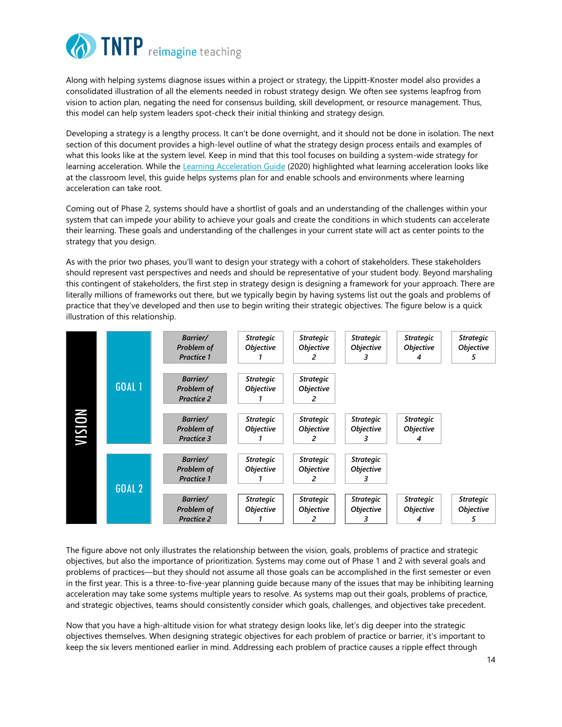Along with helping systems diagnose issues within a project or strategy, the Lippitt-Knoster model also provides a consolidated illustration of all the elements needed in robust strategy design. We often see systems leapfrog from vision to action plan, negating the need for consensus building, skill development, or resource management. Thus, this model can help system leaders spot-check their initial thinking and strategy design.

Developing a strategy is a lengthy process. It can't be done overnight, and it should not be done in isolation. The next section of this document provides a high-level outline of what the strategy design process entails and examples of what this looks like at the system level. Keep in mind that this tool focuses on building a system-wide strategy for learning acceleration. While the [Learning Acceleration Guide](Learning Acceleration Guide) (2020) highlighted what learning acceleration looks like at the classroom level, this guide helps systems plan for and enable schools and environments where learning acceleration can take root.

Coming out of Phase 2, systems should have a shortlist of goals and an understanding of the challenges within your system that can impede your ability to achieve your goals and create the conditions in which students can accelerate their learning. These goals and understanding of the challenges in your current state will act as center points to the strategy that you design.

As with the prior two phases, you'll want to design your strategy with a cohort of stakeholders. These stakeholders should represent vast perspectives and needs and should be representative of your student body. Beyond marshaling this contingent of stakeholders, the first step in strategy design is designing a framework for your approach. There are literally millions of frameworks out there, but we typically begin by having systems list out the goals and problems of practice that they've developed and then use to begin writing their strategic objectives. The figure below is a quick illustration of this relationship.

| VISION | | | | | | | |
|---|---|---|---|---|---|---|---|
| | GOAL 1 | *Barrier/ Problem of Practice 1* | *Strategic Objective 1* | *Strategic Objective 2* | *Strategic Objective 3* | *Strategic Objective 4* | *Strategic Objective 5* |
| | | *Barrier/ Problem of Practice 2* | *Strategic Objective 1* | *Strategic Objective 2* | | | |
| | | *Barrier/ Problem of Practice 3* | *Strategic Objective 1* | *Strategic Objective 2* | *Strategic Objective 3* | *Strategic Objective 4* | |
| | GOAL 2 | *Barrier/ Problem of Practice 1* | *Strategic Objective 1* | *Strategic Objective 2* | *Strategic Objective 3* | | |
| | | *Barrier/ Problem of Practice 2* | *Strategic Objective 1* | *Strategic Objective 2* | *Strategic Objective 3* | *Strategic Objective 4* | *Strategic Objective 5* |

The figure above not only illustrates the relationship between the vision, goals, problems of practice and strategic objectives, but also the importance of prioritization. Systems may come out of Phase 1 and 2 with several goals and problems of practices—but they should not assume all those goals can be accomplished in the first semester or even in the first year. This is a three-to-five-year planning guide because many of the issues that may be inhibiting learning acceleration may take some systems multiple years to resolve. As systems map out their goals, problems of practice, and strategic objectives, teams should consistently consider which goals, challenges, and objectives take precedent.

Now that you have a high-altitude vision for what strategy design looks like, let's dig deeper into the strategic objectives themselves. When designing strategic objectives for each problem of practice or barrier, it's important to keep the six levers mentioned earlier in mind. Addressing each problem of practice causes a ripple effect through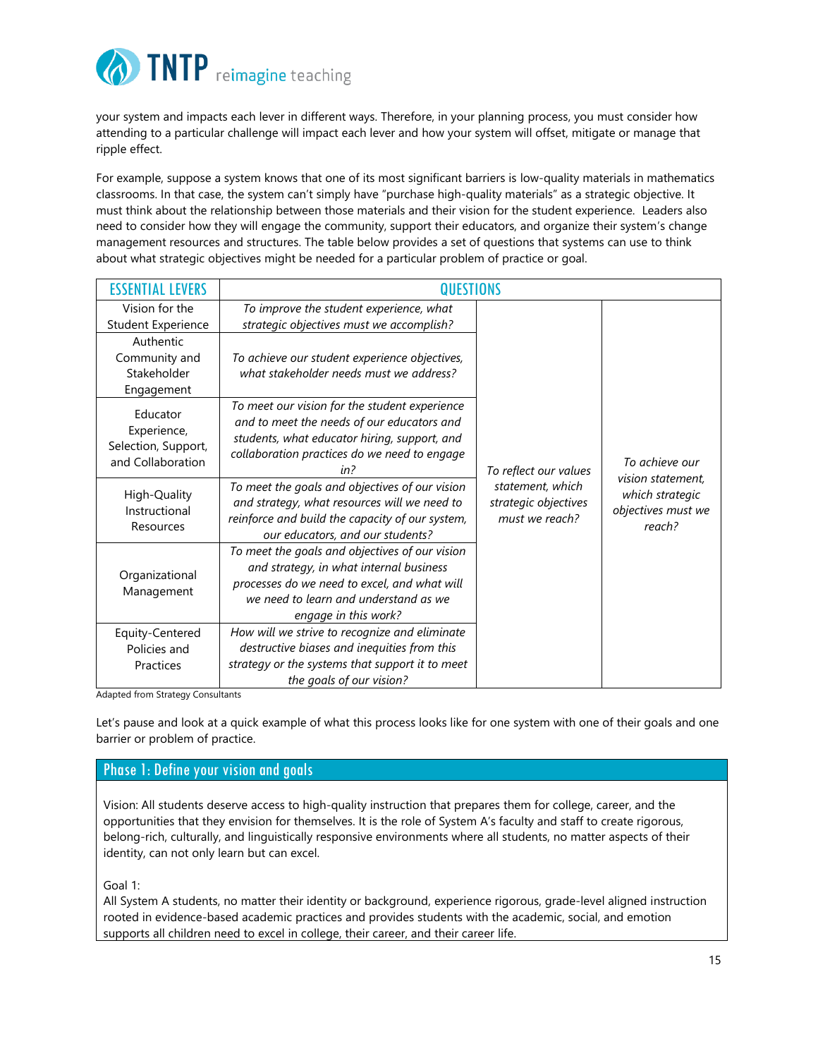your system and impacts each lever in different ways. Therefore, in your planning process, you must consider how attending to a particular challenge will impact each lever and how your system will offset, mitigate or manage that ripple effect.

For example, suppose a system knows that one of its most significant barriers is low-quality materials in mathematics classrooms. In that case, the system can't simply have "purchase high-quality materials" as a strategic objective. It must think about the relationship between those materials and their vision for the student experience. Leaders also need to consider how they will engage the community, support their educators, and organize their system's change management resources and structures. The table below provides a set of questions that systems can use to think about what strategic objectives might be needed for a particular problem of practice or goal.

| ESSENTIAL LEVERS | QUESTIONS | | |
|---|---|---|---|
| Vision for the Student Experience | *To improve the student experience, what strategic objectives must we accomplish?* | *To reflect our values statement, which strategic objectives must we reach?* | *To achieve our vision statement, which strategic objectives must we reach?* |
| Authentic Community and Stakeholder Engagement | *To achieve our student experience objectives, what stakeholder needs must we address?* | | |
| Educator Experience, Selection, Support, and Collaboration | *To meet our vision for the student experience and to meet the needs of our educators and students, what educator hiring, support, and collaboration practices do we need to engage in?* | | |
| High-Quality Instructional Resources | *To meet the goals and objectives of our vision and strategy, what resources will we need to reinforce and build the capacity of our system, our educators, and our students?* | | |
| Organizational Management | *To meet the goals and objectives of our vision and strategy, in what internal business processes do we need to excel, and what will we need to learn and understand as we engage in this work?* | | |
| Equity-Centered Policies and Practices | *How will we strive to recognize and eliminate destructive biases and inequities from this strategy or the systems that support it to meet the goals of our vision?* | | |

Adapted from Strategy Consultants

Let's pause and look at a quick example of what this process looks like for one system with one of their goals and one barrier or problem of practice.

## Phase 1: Define your vision and goals

Vision: All students deserve access to high-quality instruction that prepares them for college, career, and the opportunities that they envision for themselves. It is the role of System A's faculty and staff to create rigorous, belong-rich, culturally, and linguistically responsive environments where all students, no matter aspects of their identity, can not only learn but can excel.

Goal 1:
All System A students, no matter their identity or background, experience rigorous, grade-level aligned instruction rooted in evidence-based academic practices and provides students with the academic, social, and emotion supports all children need to excel in college, their career, and their career life.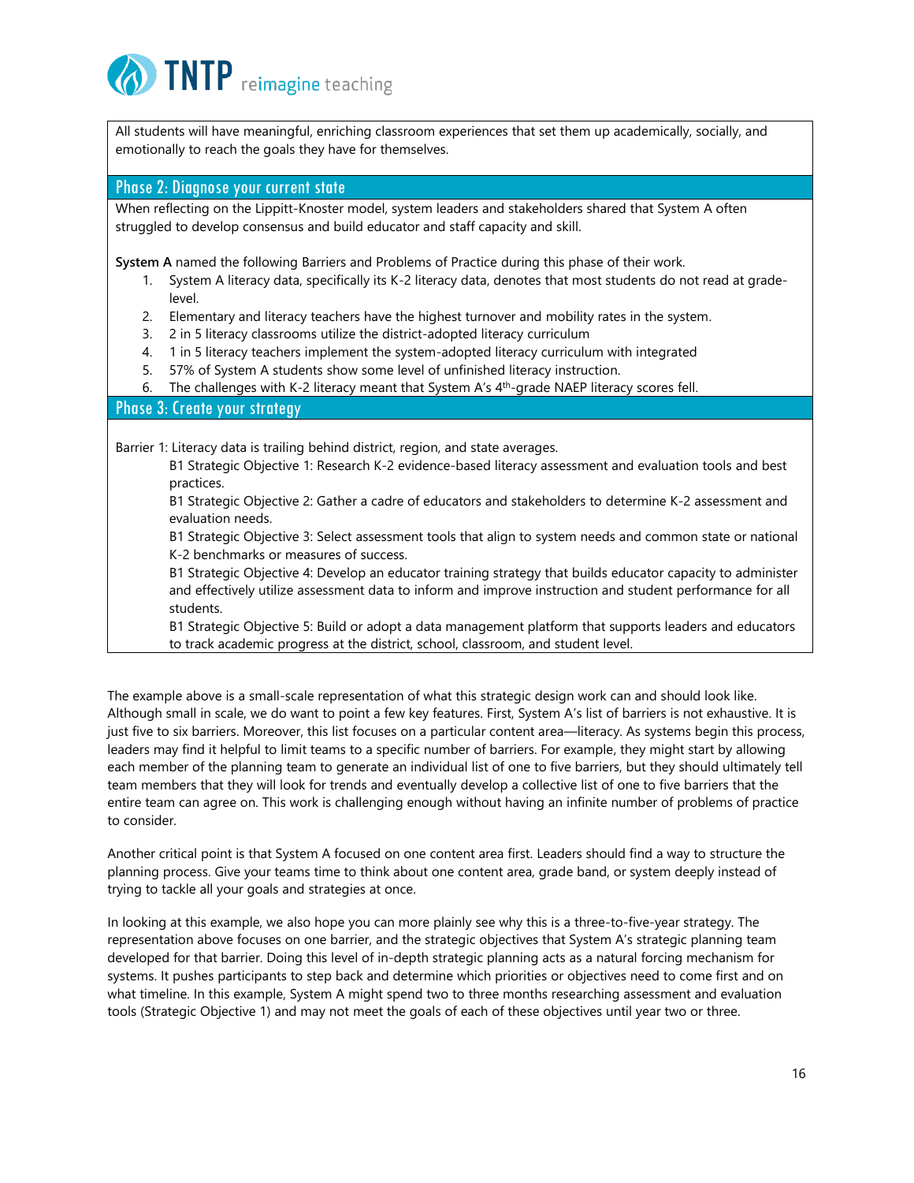All students will have meaningful, enriching classroom experiences that set them up academically, socially, and emotionally to reach the goals they have for themselves.

## Phase 2: Diagnose your current state

When reflecting on the Lippitt-Knoster model, system leaders and stakeholders shared that System A often struggled to develop consensus and build educator and staff capacity and skill.

**System A** named the following Barriers and Problems of Practice during this phase of their work.

1. System A literacy data, specifically its K-2 literacy data, denotes that most students do not read at grade-level.
2. Elementary and literacy teachers have the highest turnover and mobility rates in the system.
3. 2 in 5 literacy classrooms utilize the district-adopted literacy curriculum
4. 1 in 5 literacy teachers implement the system-adopted literacy curriculum with integrated
5. 57% of System A students show some level of unfinished literacy instruction.
6. The challenges with K-2 literacy meant that System A's 4th-grade NAEP literacy scores fell.

## Phase 3: Create your strategy

Barrier 1: Literacy data is trailing behind district, region, and state averages.

- B1 Strategic Objective 1: Research K-2 evidence-based literacy assessment and evaluation tools and best practices.
- B1 Strategic Objective 2: Gather a cadre of educators and stakeholders to determine K-2 assessment and evaluation needs.
- B1 Strategic Objective 3: Select assessment tools that align to system needs and common state or national K-2 benchmarks or measures of success.
- B1 Strategic Objective 4: Develop an educator training strategy that builds educator capacity to administer and effectively utilize assessment data to inform and improve instruction and student performance for all students.
- B1 Strategic Objective 5: Build or adopt a data management platform that supports leaders and educators to track academic progress at the district, school, classroom, and student level.

The example above is a small-scale representation of what this strategic design work can and should look like. Although small in scale, we do want to point a few key features. First, System A's list of barriers is not exhaustive. It is just five to six barriers. Moreover, this list focuses on a particular content area—literacy. As systems begin this process, leaders may find it helpful to limit teams to a specific number of barriers. For example, they might start by allowing each member of the planning team to generate an individual list of one to five barriers, but they should ultimately tell team members that they will look for trends and eventually develop a collective list of one to five barriers that the entire team can agree on. This work is challenging enough without having an infinite number of problems of practice to consider.

Another critical point is that System A focused on one content area first. Leaders should find a way to structure the planning process. Give your teams time to think about one content area, grade band, or system deeply instead of trying to tackle all your goals and strategies at once.

In looking at this example, we also hope you can more plainly see why this is a three-to-five-year strategy. The representation above focuses on one barrier, and the strategic objectives that System A's strategic planning team developed for that barrier. Doing this level of in-depth strategic planning acts as a natural forcing mechanism for systems. It pushes participants to step back and determine which priorities or objectives need to come first and on what timeline. In this example, System A might spend two to three months researching assessment and evaluation tools (Strategic Objective 1) and may not meet the goals of each of these objectives until year two or three.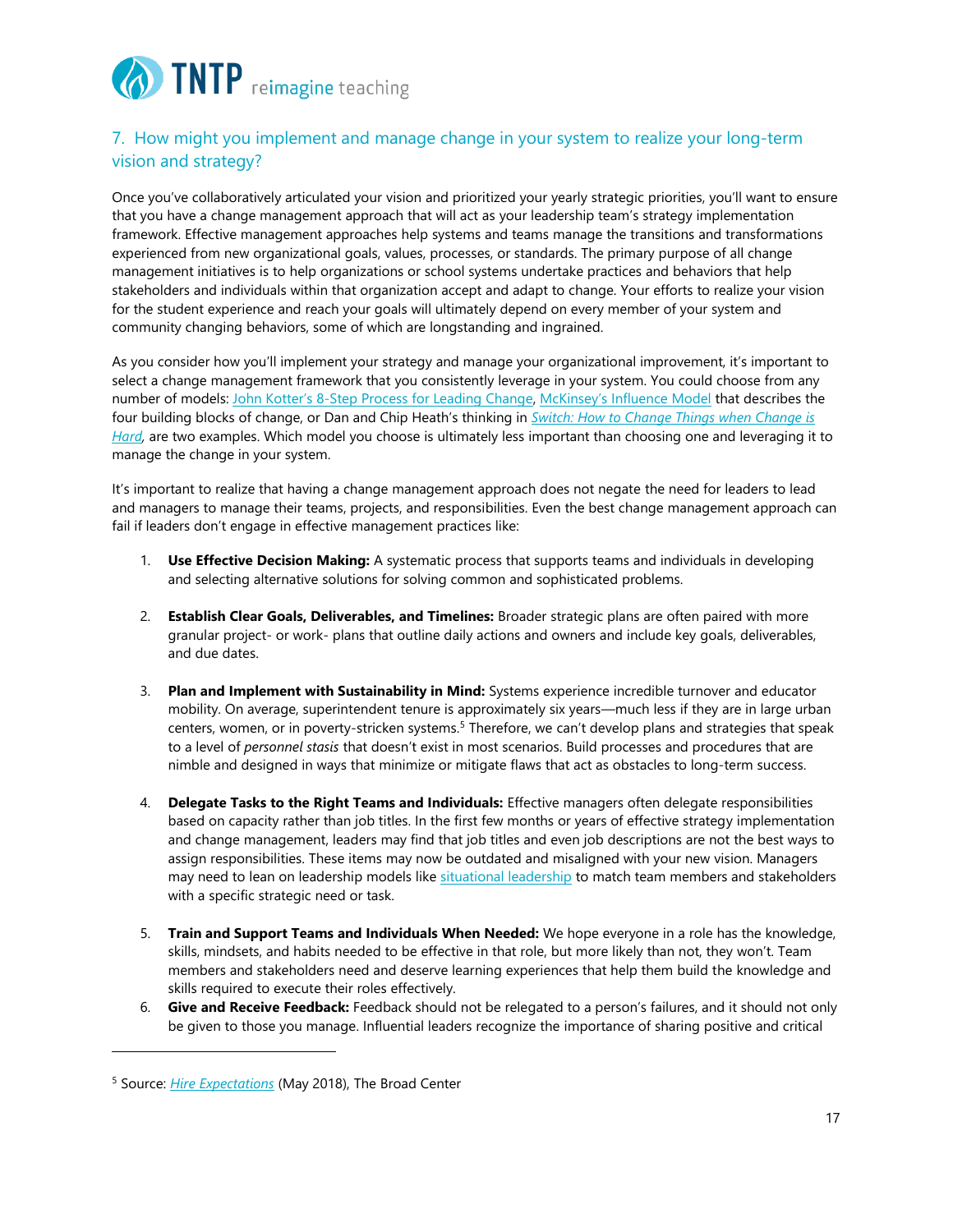## 7. How might you implement and manage change in your system to realize your long-term vision and strategy?

Once you've collaboratively articulated your vision and prioritized your yearly strategic priorities, you'll want to ensure that you have a change management approach that will act as your leadership team's strategy implementation framework. Effective management approaches help systems and teams manage the transitions and transformations experienced from new organizational goals, values, processes, or standards. The primary purpose of all change management initiatives is to help organizations or school systems undertake practices and behaviors that help stakeholders and individuals within that organization accept and adapt to change. Your efforts to realize your vision for the student experience and reach your goals will ultimately depend on every member of your system and community changing behaviors, some of which are longstanding and ingrained.

As you consider how you'll implement your strategy and manage your organizational improvement, it's important to select a change management framework that you consistently leverage in your system. You could choose from any number of models: John Kotter's 8-Step Process for Leading Change, McKinsey's Influence Model that describes the four building blocks of change, or Dan and Chip Heath's thinking in *Switch: How to Change Things when Change is Hard*, are two examples. Which model you choose is ultimately less important than choosing one and leveraging it to manage the change in your system.

It's important to realize that having a change management approach does not negate the need for leaders to lead and managers to manage their teams, projects, and responsibilities. Even the best change management approach can fail if leaders don't engage in effective management practices like:

1. **Use Effective Decision Making:** A systematic process that supports teams and individuals in developing and selecting alternative solutions for solving common and sophisticated problems.

2. **Establish Clear Goals, Deliverables, and Timelines:** Broader strategic plans are often paired with more granular project- or work- plans that outline daily actions and owners and include key goals, deliverables, and due dates.

3. **Plan and Implement with Sustainability in Mind:** Systems experience incredible turnover and educator mobility. On average, superintendent tenure is approximately six years—much less if they are in large urban centers, women, or in poverty-stricken systems.[5] Therefore, we can't develop plans and strategies that speak to a level of *personnel stasis* that doesn't exist in most scenarios. Build processes and procedures that are nimble and designed in ways that minimize or mitigate flaws that act as obstacles to long-term success.

4. **Delegate Tasks to the Right Teams and Individuals:** Effective managers often delegate responsibilities based on capacity rather than job titles. In the first few months or years of effective strategy implementation and change management, leaders may find that job titles and even job descriptions are not the best ways to assign responsibilities. These items may now be outdated and misaligned with your new vision. Managers may need to lean on leadership models like situational leadership to match team members and stakeholders with a specific strategic need or task.

5. **Train and Support Teams and Individuals When Needed:** We hope everyone in a role has the knowledge, skills, mindsets, and habits needed to be effective in that role, but more likely than not, they won't. Team members and stakeholders need and deserve learning experiences that help them build the knowledge and skills required to execute their roles effectively.

6. **Give and Receive Feedback:** Feedback should not be relegated to a person's failures, and it should not only be given to those you manage. Influential leaders recognize the importance of sharing positive and critical

---

[5] Source: *Hire Expectations* (May 2018), The Broad Center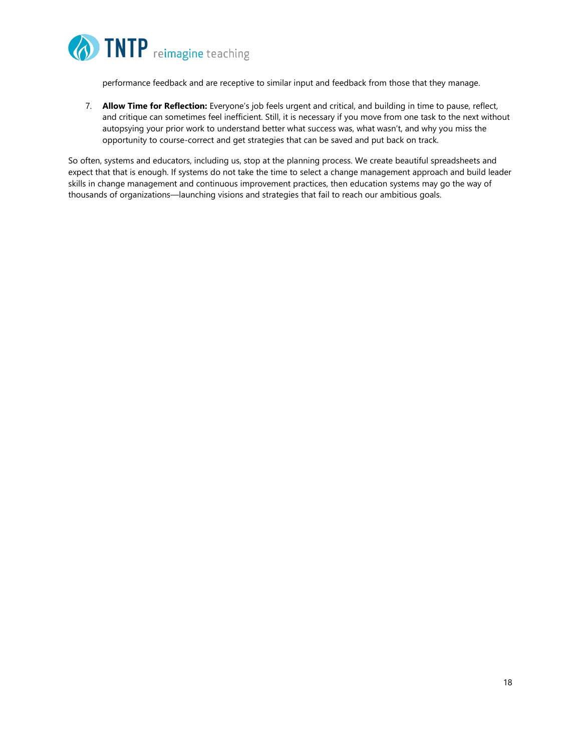performance feedback and are receptive to similar input and feedback from those that they manage.

7. **Allow Time for Reflection:** Everyone's job feels urgent and critical, and building in time to pause, reflect, and critique can sometimes feel inefficient. Still, it is necessary if you move from one task to the next without autopsying your prior work to understand better what success was, what wasn't, and why you miss the opportunity to course-correct and get strategies that can be saved and put back on track.

So often, systems and educators, including us, stop at the planning process. We create beautiful spreadsheets and expect that that is enough. If systems do not take the time to select a change management approach and build leader skills in change management and continuous improvement practices, then education systems may go the way of thousands of organizations—launching visions and strategies that fail to reach our ambitious goals.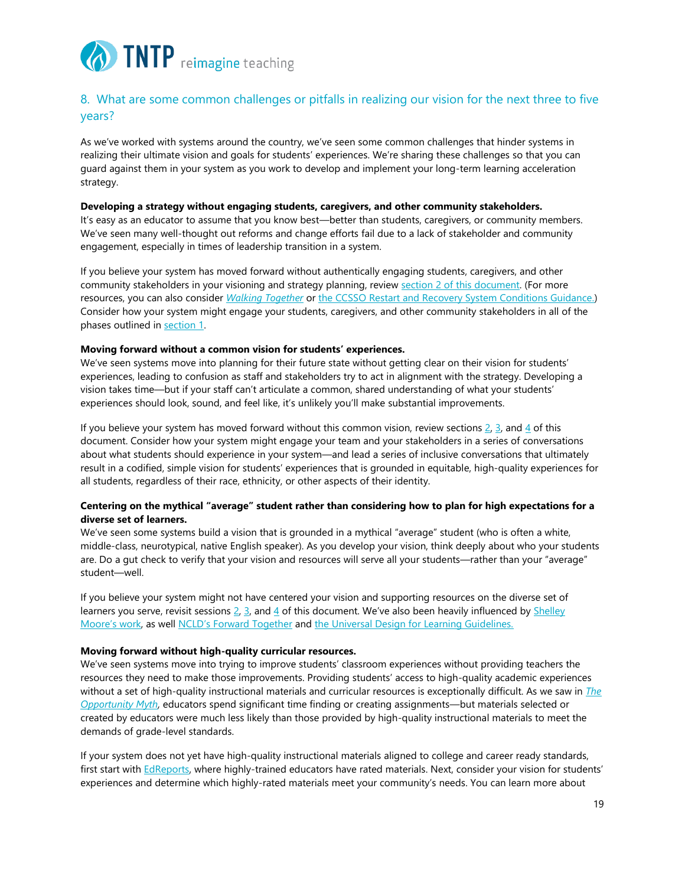## 8. What are some common challenges or pitfalls in realizing our vision for the next three to five years?

As we've worked with systems around the country, we've seen some common challenges that hinder systems in realizing their ultimate vision and goals for students' experiences. We're sharing these challenges so that you can guard against them in your system as you work to develop and implement your long-term learning acceleration strategy.

**Developing a strategy without engaging students, caregivers, and other community stakeholders.**
It's easy as an educator to assume that you know best—better than students, caregivers, or community members. We've seen many well-thought out reforms and change efforts fail due to a lack of stakeholder and community engagement, especially in times of leadership transition in a system.

If you believe your system has moved forward without authentically engaging students, caregivers, and other community stakeholders in your visioning and strategy planning, review section 2 of this document. (For more resources, you can also consider *Walking Together* or the CCSSO Restart and Recovery System Conditions Guidance.) Consider how your system might engage your students, caregivers, and other community stakeholders in all of the phases outlined in section 1.

**Moving forward without a common vision for students' experiences.**
We've seen systems move into planning for their future state without getting clear on their vision for students' experiences, leading to confusion as staff and stakeholders try to act in alignment with the strategy. Developing a vision takes time—but if your staff can't articulate a common, shared understanding of what your students' experiences should look, sound, and feel like, it's unlikely you'll make substantial improvements.

If you believe your system has moved forward without this common vision, review sections 2, 3, and 4 of this document. Consider how your system might engage your team and your stakeholders in a series of conversations about what students should experience in your system—and lead a series of inclusive conversations that ultimately result in a codified, simple vision for students' experiences that is grounded in equitable, high-quality experiences for all students, regardless of their race, ethnicity, or other aspects of their identity.

**Centering on the mythical "average" student rather than considering how to plan for high expectations for a diverse set of learners.**
We've seen some systems build a vision that is grounded in a mythical "average" student (who is often a white, middle-class, neurotypical, native English speaker). As you develop your vision, think deeply about who your students are. Do a gut check to verify that your vision and resources will serve all your students—rather than your "average" student—well.

If you believe your system might not have centered your vision and supporting resources on the diverse set of learners you serve, revisit sessions 2, 3, and 4 of this document. We've also been heavily influenced by Shelley Moore's work, as well NCLD's Forward Together and the Universal Design for Learning Guidelines.

**Moving forward without high-quality curricular resources.**
We've seen systems move into trying to improve students' classroom experiences without providing teachers the resources they need to make those improvements. Providing students' access to high-quality academic experiences without a set of high-quality instructional materials and curricular resources is exceptionally difficult. As we saw in *The Opportunity Myth*, educators spend significant time finding or creating assignments—but materials selected or created by educators were much less likely than those provided by high-quality instructional materials to meet the demands of grade-level standards.

If your system does not yet have high-quality instructional materials aligned to college and career ready standards, first start with EdReports, where highly-trained educators have rated materials. Next, consider your vision for students' experiences and determine which highly-rated materials meet your community's needs. You can learn more about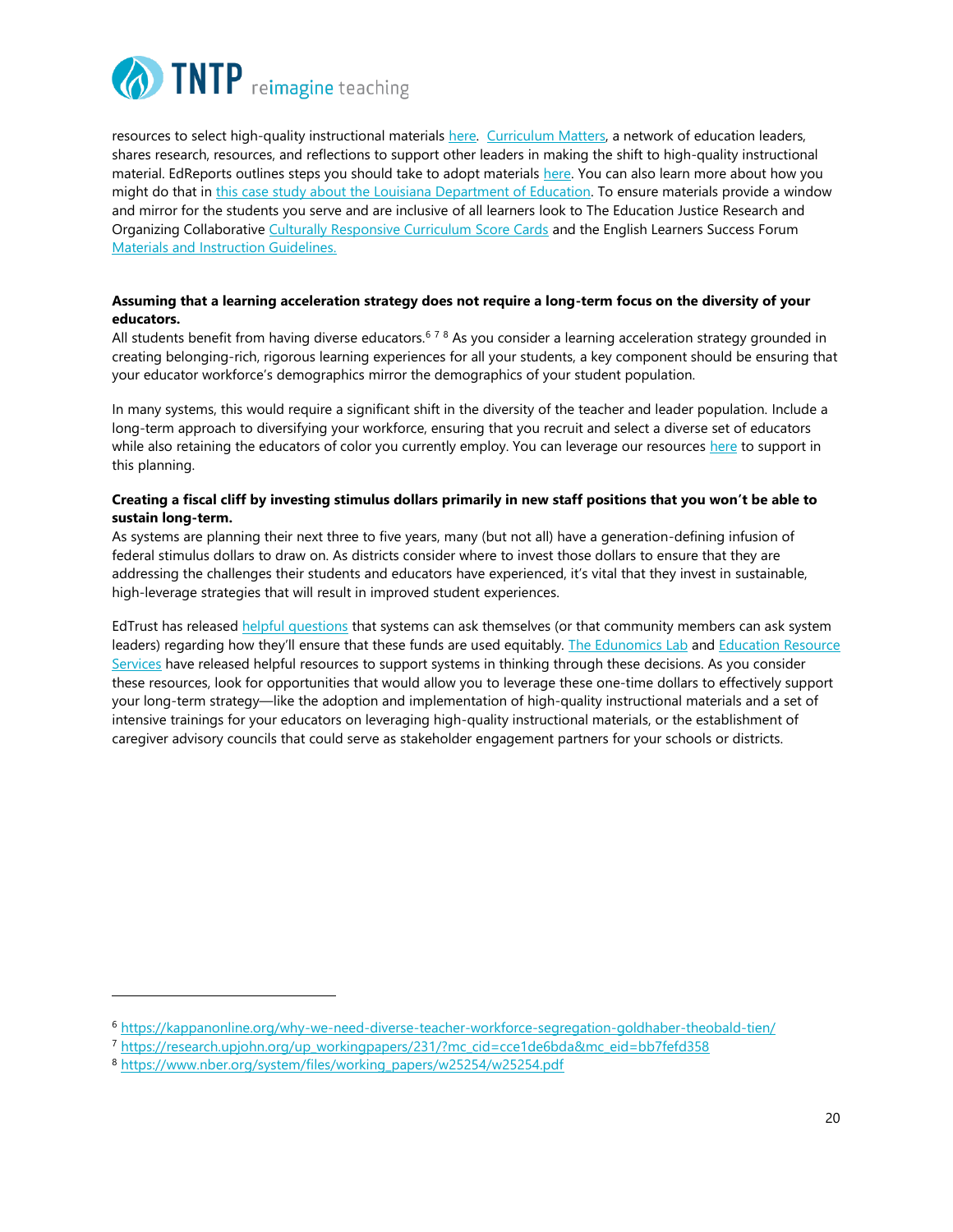resources to select high-quality instructional materials here. Curriculum Matters, a network of education leaders, shares research, resources, and reflections to support other leaders in making the shift to high-quality instructional material. EdReports outlines steps you should take to adopt materials here. You can also learn more about how you might do that in this case study about the Louisiana Department of Education. To ensure materials provide a window and mirror for the students you serve and are inclusive of all learners look to The Education Justice Research and Organizing Collaborative Culturally Responsive Curriculum Score Cards and the English Learners Success Forum Materials and Instruction Guidelines.

**Assuming that a learning acceleration strategy does not require a long-term focus on the diversity of your educators.**

All students benefit from having diverse educators.[6] [7] [8] As you consider a learning acceleration strategy grounded in creating belonging-rich, rigorous learning experiences for all your students, a key component should be ensuring that your educator workforce's demographics mirror the demographics of your student population.

In many systems, this would require a significant shift in the diversity of the teacher and leader population. Include a long-term approach to diversifying your workforce, ensuring that you recruit and select a diverse set of educators while also retaining the educators of color you currently employ. You can leverage our resources here to support in this planning.

**Creating a fiscal cliff by investing stimulus dollars primarily in new staff positions that you won't be able to sustain long-term.**

As systems are planning their next three to five years, many (but not all) have a generation-defining infusion of federal stimulus dollars to draw on. As districts consider where to invest those dollars to ensure that they are addressing the challenges their students and educators have experienced, it's vital that they invest in sustainable, high-leverage strategies that will result in improved student experiences.

EdTrust has released helpful questions that systems can ask themselves (or that community members can ask system leaders) regarding how they'll ensure that these funds are used equitably. The Edunomics Lab and Education Resource Services have released helpful resources to support systems in thinking through these decisions. As you consider these resources, look for opportunities that would allow you to leverage these one-time dollars to effectively support your long-term strategy—like the adoption and implementation of high-quality instructional materials and a set of intensive trainings for your educators on leveraging high-quality instructional materials, or the establishment of caregiver advisory councils that could serve as stakeholder engagement partners for your schools or districts.

---

[6] https://kappanonline.org/why-we-need-diverse-teacher-workforce-segregation-goldhaber-theobald-tien/

[7] https://research.upjohn.org/up_workingpapers/231/?mc_cid=cce1de6bda&mc_eid=bb7fefd358

[8] https://www.nber.org/system/files/working_papers/w25254/w25254.pdf